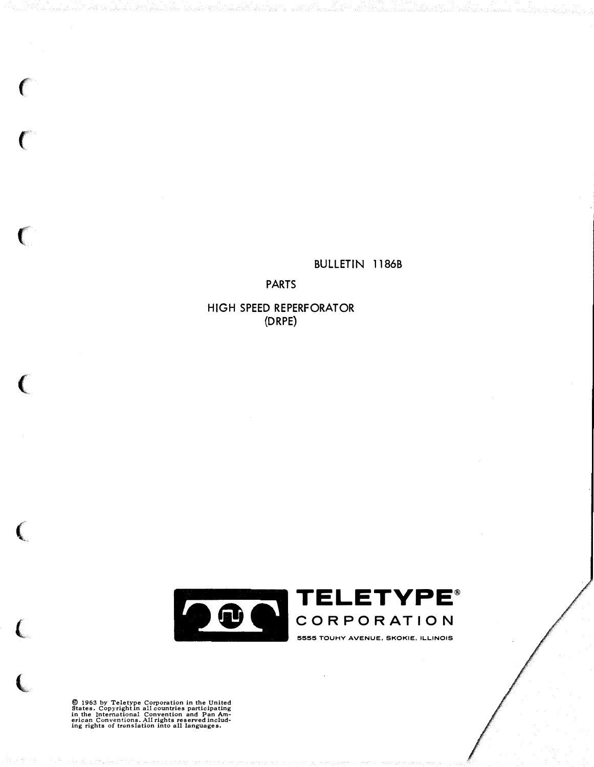BULLETIN 1186B

PARTS

# HIGH SPEED REPERFORATOR (DRPE)

**TELETYPE®**
**CORPORATION**

5555 TOUHY AVENUE, SKOKIE, ILLINOIS

© 1963 by Teletype Corporation in the United States. Copyright in all countries participating in the International Convention and Pan American Conventions. All rights reserved including rights of translation into all languages.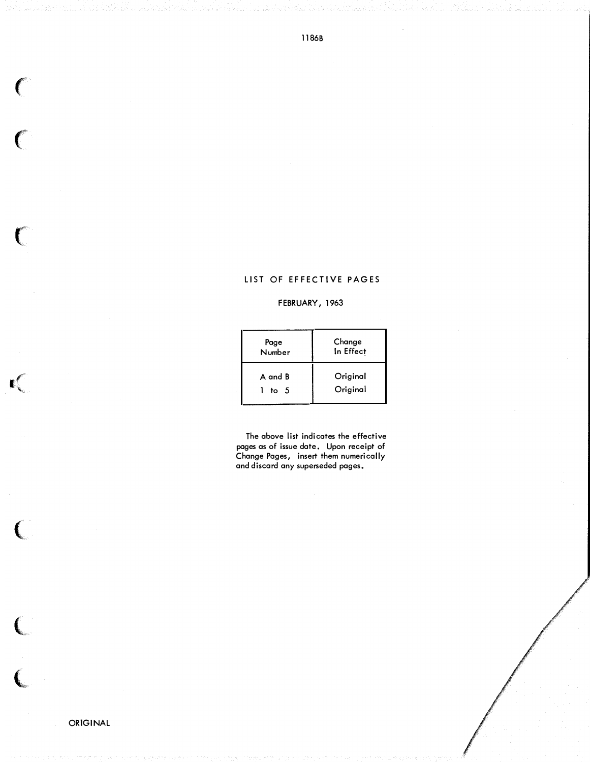# LIST OF EFFECTIVE PAGES

FEBRUARY, 1963

| Page Number | Change In Effect |
|---|---|
| A and B | Original |
| 1 to 5 | Original |

The above list indicates the effective pages as of issue date. Upon receipt of Change Pages, insert them numerically and discard any superseded pages.

ORIGINAL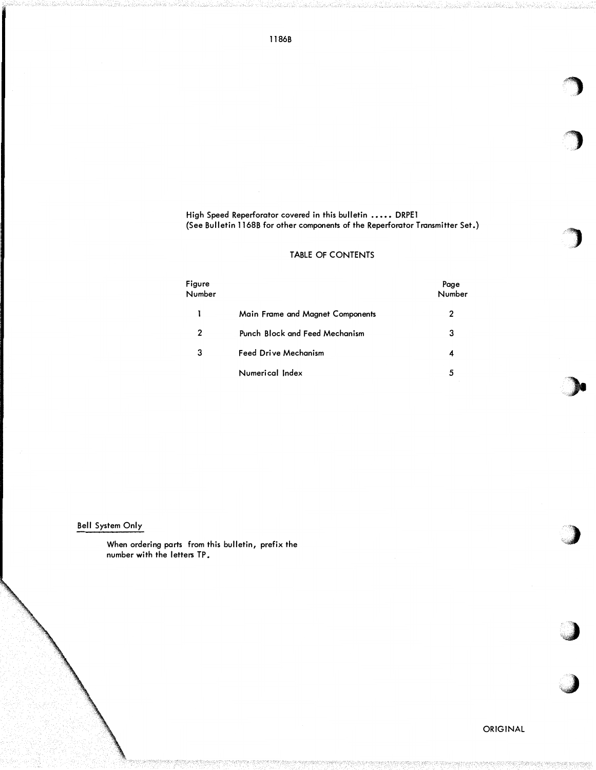High Speed Reperforator covered in this bulletin ..... DRPE1
(See Bulletin 1168B for other components of the Reperforator Transmitter Set.)

## TABLE OF CONTENTS

| Figure Number | | Page Number |
|---|---|---|
| 1 | Main Frame and Magnet Components | 2 |
| 2 | Punch Block and Feed Mechanism | 3 |
| 3 | Feed Drive Mechanism | 4 |
| | Numerical Index | 5 |

Bell System Only

When ordering parts from this bulletin, prefix the number with the letters TP.

ORIGINAL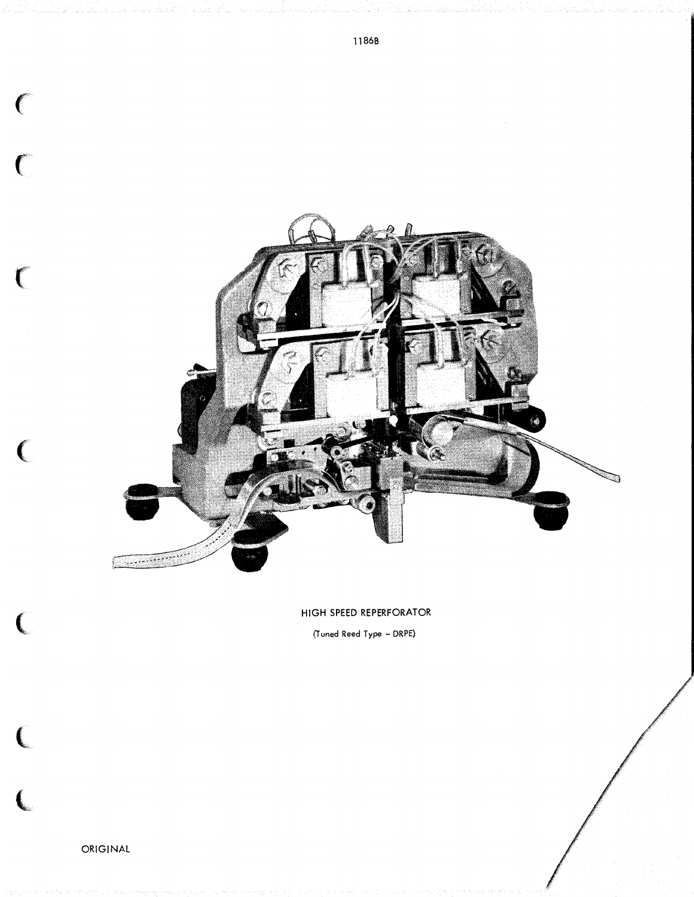HIGH SPEED REPERFORATOR

(Tuned Reed Type – DRPE)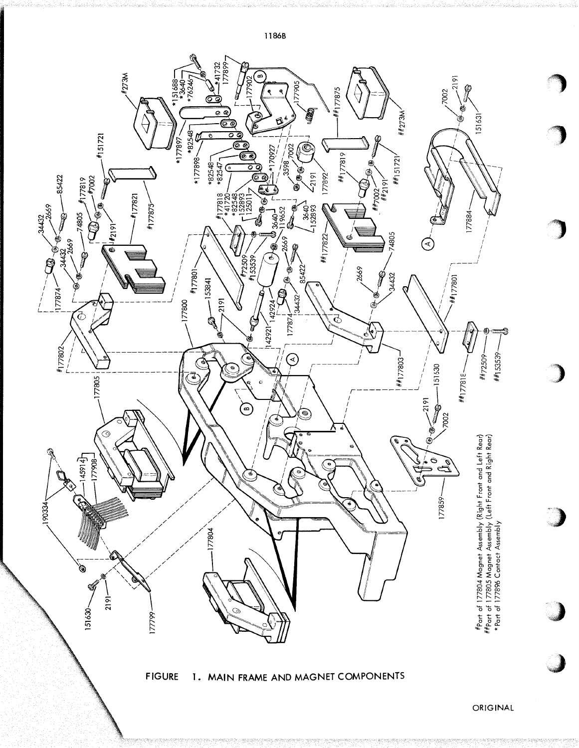#Part of 177804 Magnet Assembly (Right Front and Left Rear)
##Part of 177805 Magnet Assembly (Left Front and Right Rear)
*Part of 177896 Contact Assembly

FIGURE 1. MAIN FRAME AND MAGNET COMPONENTS

ORIGINAL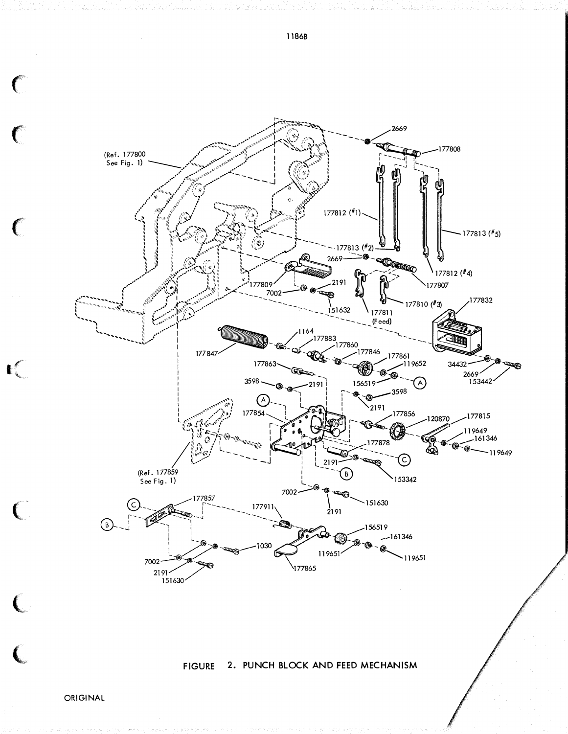1186B

(Ref. 177800 See Fig. 1)

2669

177808

177812 (#1)

177813 (#5)

177813 (#2)

2669

177812 (#4)

177809

2191

177807

7002

151632

177810 (#3)

177811 (Feed)

177832

1164

177883

177847

177860

177846

177861

177863

119652

156519

A

34432

2669

153442

3598

2191

3598

2191

A

177854

177856

120870

177815

119649

161346

119649

177878

C

2191

B

153342

(Ref. 177859 See Fig. 1)

7002

151630

2191

177857

C

177911

156519

B

161346

1030

119651

119651

7002

2191

151630

177865

FIGURE 2. PUNCH BLOCK AND FEED MECHANISM

ORIGINAL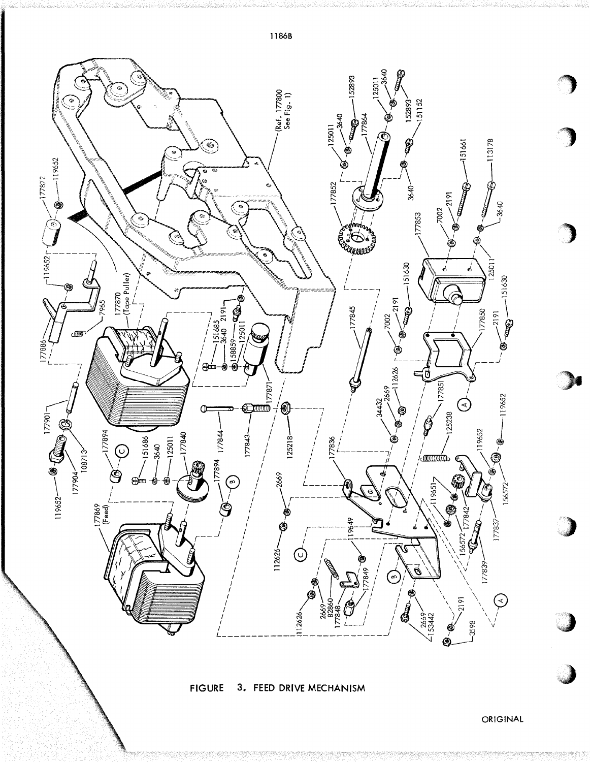1186B

FIGURE 3. FEED DRIVE MECHANISM

ORIGINAL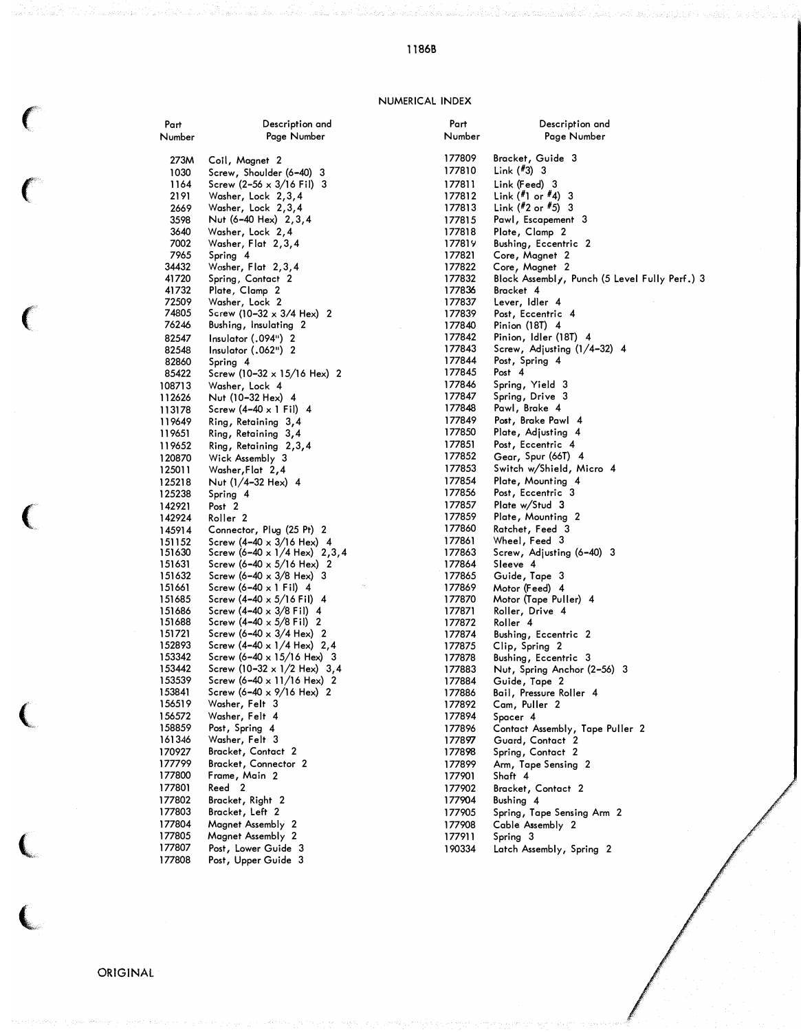1186B

## NUMERICAL INDEX

| Part Number | Description and Page Number |
|---|---|
| 273M | Coil, Magnet 2 |
| 1030 | Screw, Shoulder (6-40) 3 |
| 1164 | Screw (2-56 x 3/16 Fil) 3 |
| 2191 | Washer, Lock 2,3,4 |
| 2669 | Washer, Lock 2,3,4 |
| 3598 | Nut (6-40 Hex) 2,3,4 |
| 3640 | Washer, Lock 2,4 |
| 7002 | Washer, Flat 2,3,4 |
| 7965 | Spring 4 |
| 34432 | Washer, Flat 2,3,4 |
| 41720 | Spring, Contact 2 |
| 41732 | Plate, Clamp 2 |
| 72509 | Washer, Lock 2 |
| 74805 | Screw (10-32 x 3/4 Hex) 2 |
| 76246 | Bushing, Insulating 2 |
| 82547 | Insulator (.094") 2 |
| 82548 | Insulator (.062") 2 |
| 82860 | Spring 4 |
| 85422 | Screw (10-32 x 15/16 Hex) 2 |
| 108713 | Washer, Lock 4 |
| 112626 | Nut (10-32 Hex) 4 |
| 113178 | Screw (4-40 x 1 Fil) 4 |
| 119649 | Ring, Retaining 3,4 |
| 119651 | Ring, Retaining 3,4 |
| 119652 | Ring, Retaining 2,3,4 |
| 120870 | Wick Assembly 3 |
| 125011 | Washer,Flat 2,4 |
| 125218 | Nut (1/4-32 Hex) 4 |
| 125238 | Spring 4 |
| 142921 | Post 2 |
| 142924 | Roller 2 |
| 145914 | Connector, Plug (25 Pt) 2 |
| 151152 | Screw (4-40 x 3/16 Hex) 4 |
| 151630 | Screw (6-40 x 1/4 Hex) 2,3,4 |
| 151631 | Screw (6-40 x 5/16 Hex) 2 |
| 151632 | Screw (6-40 x 3/8 Hex) 3 |
| 151661 | Screw (6-40 x 1 Fil) 4 |
| 151685 | Screw (4-40 x 5/16 Fil) 4 |
| 151686 | Screw (4-40 x 3/8 Fil) 4 |
| 151688 | Screw (4-40 x 5/8 Fil) 2 |
| 151721 | Screw (6-40 x 3/4 Hex) 2 |
| 152893 | Screw (4-40 x 1/4 Hex) 2,4 |
| 153342 | Screw (6-40 x 15/16 Hex) 3 |
| 153442 | Screw (10-32 x 1/2 Hex) 3,4 |
| 153539 | Screw (6-40 x 11/16 Hex) 2 |
| 153841 | Screw (6-40 x 9/16 Hex) 2 |
| 156519 | Washer, Felt 3 |
| 156572 | Washer, Felt 4 |
| 158859 | Post, Spring 4 |
| 161346 | Washer, Felt 3 |
| 170927 | Bracket, Contact 2 |
| 177799 | Bracket, Connector 2 |
| 177800 | Frame, Main 2 |
| 177801 | Reed 2 |
| 177802 | Bracket, Right 2 |
| 177803 | Bracket, Left 2 |
| 177804 | Magnet Assembly 2 |
| 177805 | Magnet Assembly 2 |
| 177807 | Post, Lower Guide 3 |
| 177808 | Post, Upper Guide 3 |
| 177809 | Bracket, Guide 3 |
| 177810 | Link (#3) 3 |
| 177811 | Link (Feed) 3 |
| 177812 | Link (#1 or #4) 3 |
| 177813 | Link (#2 or #5) 3 |
| 177815 | Pawl, Escapement 3 |
| 177818 | Plate, Clamp 2 |
| 177819 | Bushing, Eccentric 2 |
| 177821 | Core, Magnet 2 |
| 177822 | Core, Magnet 2 |
| 177832 | Block Assembly, Punch (5 Level Fully Perf.) 3 |
| 177836 | Bracket 4 |
| 177837 | Lever, Idler 4 |
| 177839 | Post, Eccentric 4 |
| 177840 | Pinion (18T) 4 |
| 177842 | Pinion, Idler (18T) 4 |
| 177843 | Screw, Adjusting (1/4-32) 4 |
| 177844 | Post, Spring 4 |
| 177845 | Post 4 |
| 177846 | Spring, Yield 3 |
| 177847 | Spring, Drive 3 |
| 177848 | Pawl, Brake 4 |
| 177849 | Post, Brake Pawl 4 |
| 177850 | Plate, Adjusting 4 |
| 177851 | Post, Eccentric 4 |
| 177852 | Gear, Spur (66T) 4 |
| 177853 | Switch w/Shield, Micro 4 |
| 177854 | Plate, Mounting 4 |
| 177856 | Post, Eccentric 3 |
| 177857 | Plate w/Stud 3 |
| 177859 | Plate, Mounting 2 |
| 177860 | Ratchet, Feed 3 |
| 177861 | Wheel, Feed 3 |
| 177863 | Screw, Adjusting (6-40) 3 |
| 177864 | Sleeve 4 |
| 177865 | Guide, Tape 3 |
| 177869 | Motor (Feed) 4 |
| 177870 | Motor (Tape Puller) 4 |
| 177871 | Roller, Drive 4 |
| 177872 | Roller 4 |
| 177874 | Bushing, Eccentric 2 |
| 177875 | Clip, Spring 2 |
| 177878 | Bushing, Eccentric 3 |
| 177883 | Nut, Spring Anchor (2-56) 3 |
| 177884 | Guide, Tape 2 |
| 177886 | Bail, Pressure Roller 4 |
| 177892 | Cam, Puller 2 |
| 177894 | Spacer 4 |
| 177896 | Contact Assembly, Tape Puller 2 |
| 177897 | Guard, Contact 2 |
| 177898 | Spring, Contact 2 |
| 177899 | Arm, Tape Sensing 2 |
| 177901 | Shaft 4 |
| 177902 | Bracket, Contact 2 |
| 177904 | Bushing 4 |
| 177905 | Spring, Tape Sensing Arm 2 |
| 177908 | Cable Assembly 2 |
| 177911 | Spring 3 |
| 190334 | Latch Assembly, Spring 2 |

ORIGINAL